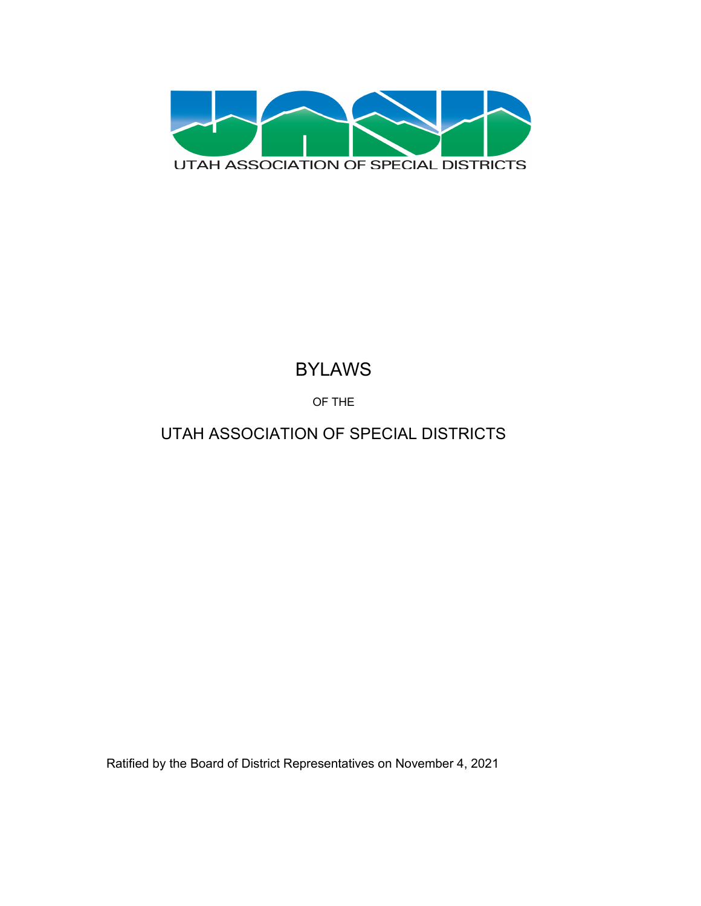UTAH ASSOCIATION OF SPECIAL DISTRICTS

# BYLAWS

OF THE

## UTAH ASSOCIATION OF SPECIAL DISTRICTS

Ratified by the Board of District Representatives on November 4, 2021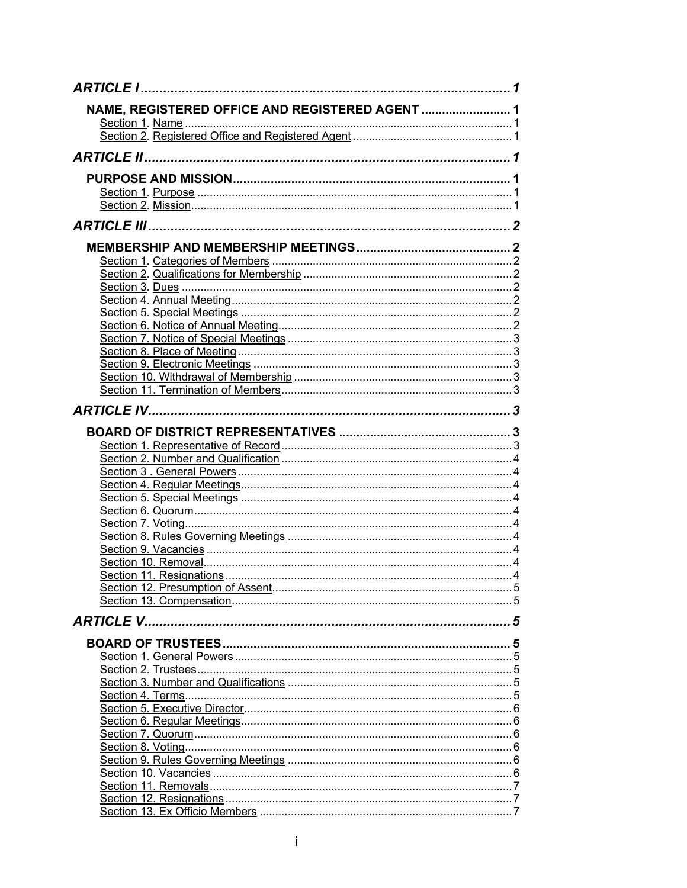***ARTICLE I*** ........ **1**

**NAME, REGISTERED OFFICE AND REGISTERED AGENT** ........ **1**

- Section 1. Name ........ 1
- Section 2. Registered Office and Registered Agent ........ 1

***ARTICLE II*** ........ **1**

**PURPOSE AND MISSION** ........ **1**

- Section 1. Purpose ........ 1
- Section 2. Mission ........ 1

***ARTICLE III*** ........ **2**

**MEMBERSHIP AND MEMBERSHIP MEETINGS** ........ **2**

- Section 1. Categories of Members ........ 2
- Section 2. Qualifications for Membership ........ 2
- Section 3. Dues ........ 2
- Section 4. Annual Meeting ........ 2
- Section 5. Special Meetings ........ 2
- Section 6. Notice of Annual Meeting ........ 2
- Section 7. Notice of Special Meetings ........ 3
- Section 8. Place of Meeting ........ 3
- Section 9. Electronic Meetings ........ 3
- Section 10. Withdrawal of Membership ........ 3
- Section 11. Termination of Members ........ 3

***ARTICLE IV*** ........ **3**

**BOARD OF DISTRICT REPRESENTATIVES** ........ **3**

- Section 1. Representative of Record ........ 3
- Section 2. Number and Qualification ........ 4
- Section 3 . General Powers ........ 4
- Section 4. Regular Meetings ........ 4
- Section 5. Special Meetings ........ 4
- Section 6. Quorum ........ 4
- Section 7. Voting ........ 4
- Section 8. Rules Governing Meetings ........ 4
- Section 9. Vacancies ........ 4
- Section 10. Removal ........ 4
- Section 11. Resignations ........ 4
- Section 12. Presumption of Assent ........ 5
- Section 13. Compensation ........ 5

***ARTICLE V*** ........ **5**

**BOARD OF TRUSTEES** ........ **5**

- Section 1. General Powers ........ 5
- Section 2. Trustees ........ 5
- Section 3. Number and Qualifications ........ 5
- Section 4. Terms ........ 5
- Section 5. Executive Director ........ 6
- Section 6. Regular Meetings ........ 6
- Section 7. Quorum ........ 6
- Section 8. Voting ........ 6
- Section 9. Rules Governing Meetings ........ 6
- Section 10. Vacancies ........ 6
- Section 11. Removals ........ 7
- Section 12. Resignations ........ 7
- Section 13. Ex Officio Members ........ 7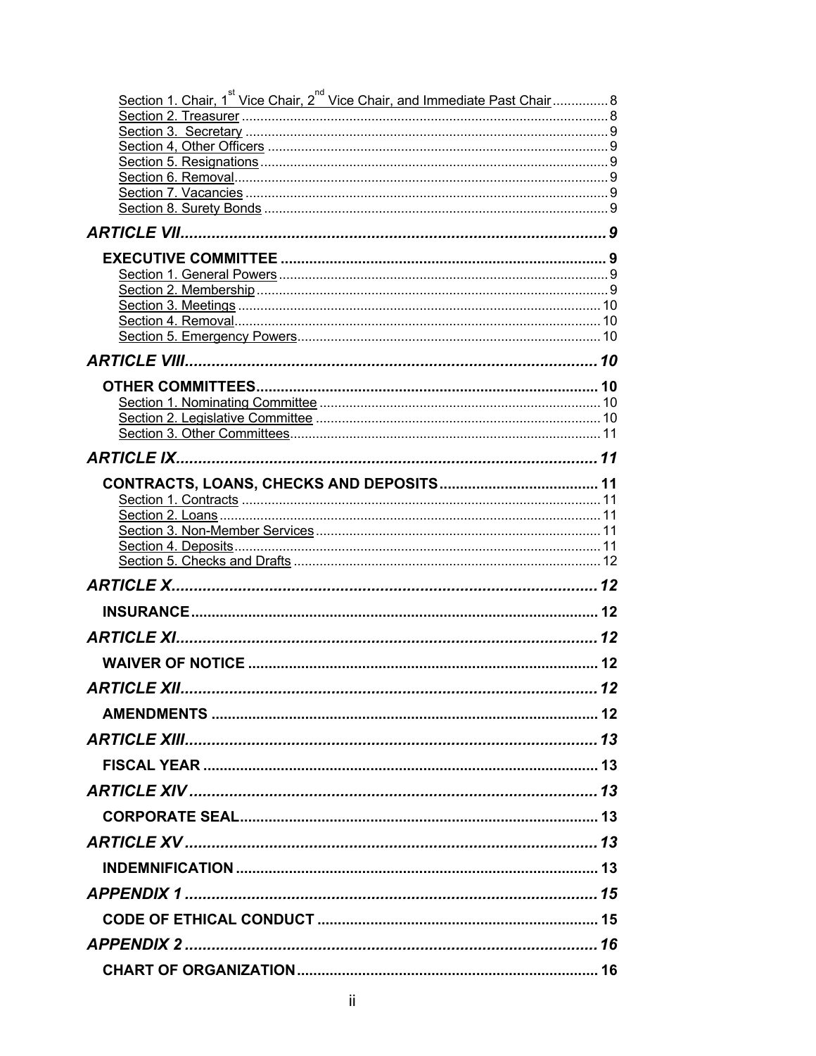Section 1. Chair, 1st Vice Chair, 2nd Vice Chair, and Immediate Past Chair ............... 8
Section 2. Treasurer ............... 8
Section 3. Secretary ............... 9
Section 4, Other Officers ............... 9
Section 5. Resignations ............... 9
Section 6. Removal ............... 9
Section 7. Vacancies ............... 9
Section 8. Surety Bonds ............... 9

***ARTICLE VII*** ............... ***9***

**EXECUTIVE COMMITTEE** ............... **9**

Section 1. General Powers ............... 9
Section 2. Membership ............... 9
Section 3. Meetings ............... 10
Section 4. Removal ............... 10
Section 5. Emergency Powers ............... 10

***ARTICLE VIII*** ............... ***10***

**OTHER COMMITTEES** ............... **10**

Section 1. Nominating Committee ............... 10
Section 2. Legislative Committee ............... 10
Section 3. Other Committees ............... 11

***ARTICLE IX*** ............... ***11***

**CONTRACTS, LOANS, CHECKS AND DEPOSITS** ............... **11**

Section 1. Contracts ............... 11
Section 2. Loans ............... 11
Section 3. Non-Member Services ............... 11
Section 4. Deposits ............... 11
Section 5. Checks and Drafts ............... 12

***ARTICLE X*** ............... ***12***

**INSURANCE** ............... **12**

***ARTICLE XI*** ............... ***12***

**WAIVER OF NOTICE** ............... **12**

***ARTICLE XII*** ............... ***12***

**AMENDMENTS** ............... **12**

***ARTICLE XIII*** ............... ***13***

**FISCAL YEAR** ............... **13**

***ARTICLE XIV*** ............... ***13***

**CORPORATE SEAL** ............... **13**

***ARTICLE XV*** ............... ***13***

**INDEMNIFICATION** ............... **13**

***APPENDIX 1*** ............... ***15***

**CODE OF ETHICAL CONDUCT** ............... **15**

***APPENDIX 2*** ............... ***16***

**CHART OF ORGANIZATION** ............... **16**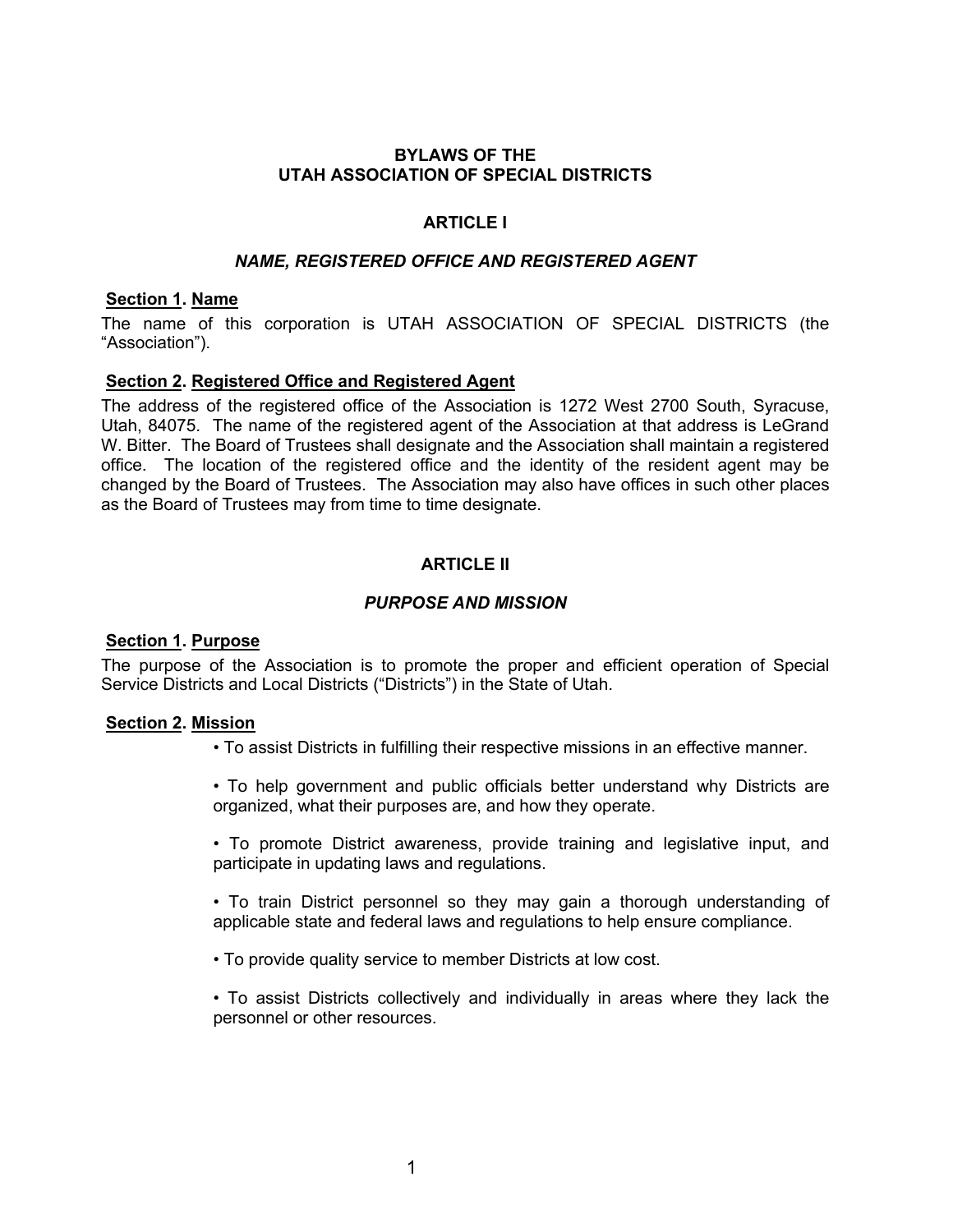# BYLAWS OF THE UTAH ASSOCIATION OF SPECIAL DISTRICTS

## ARTICLE I

### *NAME, REGISTERED OFFICE AND REGISTERED AGENT*

**Section 1. Name**

The name of this corporation is UTAH ASSOCIATION OF SPECIAL DISTRICTS (the "Association").

**Section 2. Registered Office and Registered Agent**

The address of the registered office of the Association is 1272 West 2700 South, Syracuse, Utah, 84075. The name of the registered agent of the Association at that address is LeGrand W. Bitter. The Board of Trustees shall designate and the Association shall maintain a registered office. The location of the registered office and the identity of the resident agent may be changed by the Board of Trustees. The Association may also have offices in such other places as the Board of Trustees may from time to time designate.

## ARTICLE II

### *PURPOSE AND MISSION*

**Section 1. Purpose**

The purpose of the Association is to promote the proper and efficient operation of Special Service Districts and Local Districts ("Districts") in the State of Utah.

**Section 2. Mission**

- To assist Districts in fulfilling their respective missions in an effective manner.
- To help government and public officials better understand why Districts are organized, what their purposes are, and how they operate.
- To promote District awareness, provide training and legislative input, and participate in updating laws and regulations.
- To train District personnel so they may gain a thorough understanding of applicable state and federal laws and regulations to help ensure compliance.
- To provide quality service to member Districts at low cost.
- To assist Districts collectively and individually in areas where they lack the personnel or other resources.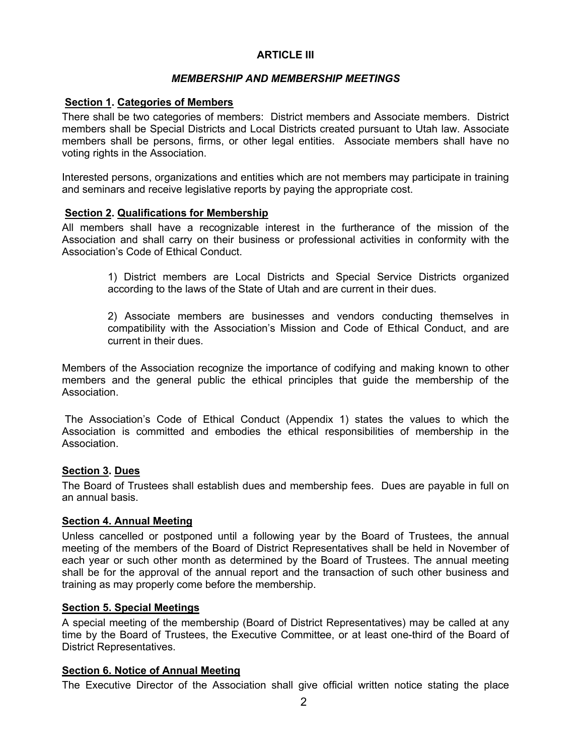## ARTICLE III

### *MEMBERSHIP AND MEMBERSHIP MEETINGS*

**Section 1. Categories of Members**

There shall be two categories of members: District members and Associate members. District members shall be Special Districts and Local Districts created pursuant to Utah law. Associate members shall be persons, firms, or other legal entities. Associate members shall have no voting rights in the Association.

Interested persons, organizations and entities which are not members may participate in training and seminars and receive legislative reports by paying the appropriate cost.

**Section 2. Qualifications for Membership**

All members shall have a recognizable interest in the furtherance of the mission of the Association and shall carry on their business or professional activities in conformity with the Association's Code of Ethical Conduct.

> 1) District members are Local Districts and Special Service Districts organized according to the laws of the State of Utah and are current in their dues.
>
> 2) Associate members are businesses and vendors conducting themselves in compatibility with the Association's Mission and Code of Ethical Conduct, and are current in their dues.

Members of the Association recognize the importance of codifying and making known to other members and the general public the ethical principles that guide the membership of the Association.

The Association's Code of Ethical Conduct (Appendix 1) states the values to which the Association is committed and embodies the ethical responsibilities of membership in the Association.

**Section 3. Dues**

The Board of Trustees shall establish dues and membership fees. Dues are payable in full on an annual basis.

**Section 4. Annual Meeting**

Unless cancelled or postponed until a following year by the Board of Trustees, the annual meeting of the members of the Board of District Representatives shall be held in November of each year or such other month as determined by the Board of Trustees. The annual meeting shall be for the approval of the annual report and the transaction of such other business and training as may properly come before the membership.

**Section 5. Special Meetings**

A special meeting of the membership (Board of District Representatives) may be called at any time by the Board of Trustees, the Executive Committee, or at least one-third of the Board of District Representatives.

**Section 6. Notice of Annual Meeting**

The Executive Director of the Association shall give official written notice stating the place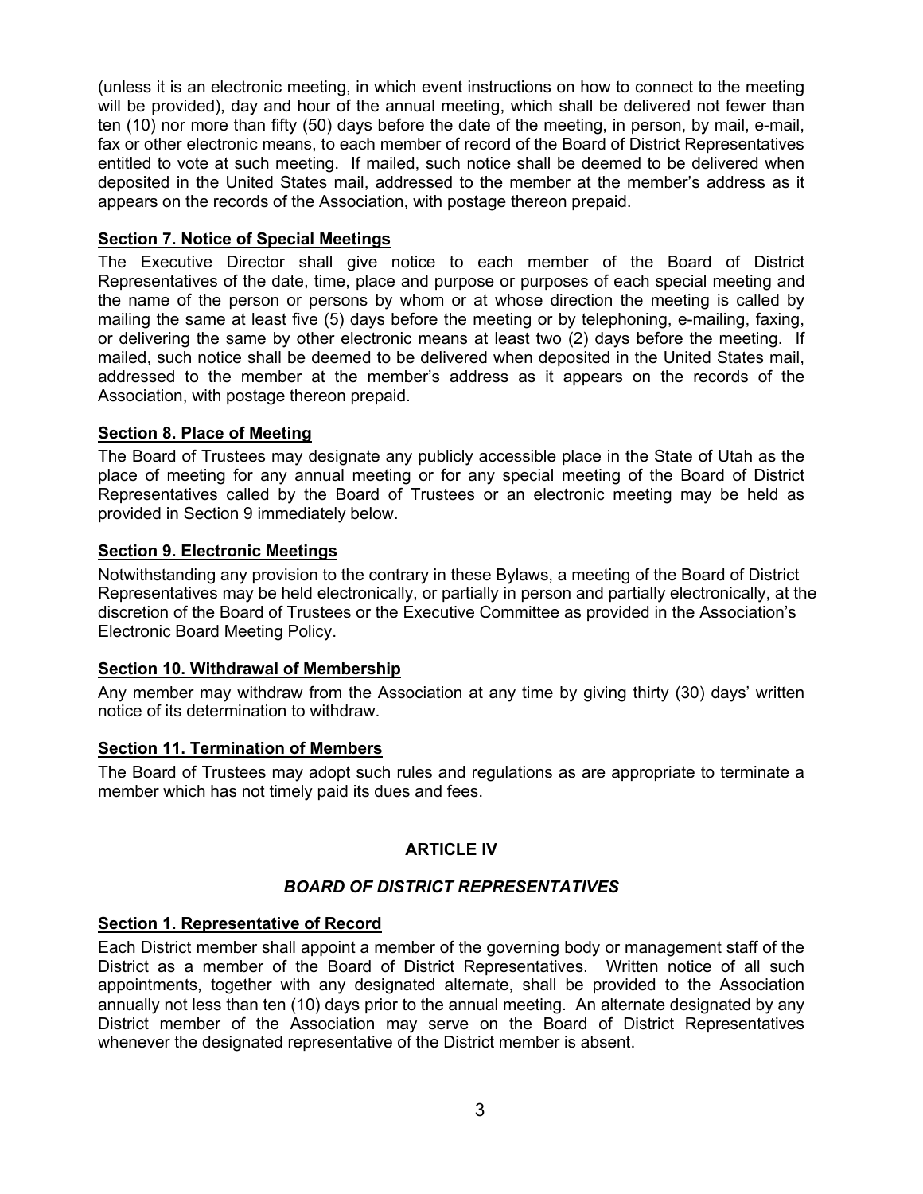(unless it is an electronic meeting, in which event instructions on how to connect to the meeting will be provided), day and hour of the annual meeting, which shall be delivered not fewer than ten (10) nor more than fifty (50) days before the date of the meeting, in person, by mail, e-mail, fax or other electronic means, to each member of record of the Board of District Representatives entitled to vote at such meeting. If mailed, such notice shall be deemed to be delivered when deposited in the United States mail, addressed to the member at the member's address as it appears on the records of the Association, with postage thereon prepaid.

**Section 7. Notice of Special Meetings**

The Executive Director shall give notice to each member of the Board of District Representatives of the date, time, place and purpose or purposes of each special meeting and the name of the person or persons by whom or at whose direction the meeting is called by mailing the same at least five (5) days before the meeting or by telephoning, e-mailing, faxing, or delivering the same by other electronic means at least two (2) days before the meeting. If mailed, such notice shall be deemed to be delivered when deposited in the United States mail, addressed to the member at the member's address as it appears on the records of the Association, with postage thereon prepaid.

**Section 8. Place of Meeting**

The Board of Trustees may designate any publicly accessible place in the State of Utah as the place of meeting for any annual meeting or for any special meeting of the Board of District Representatives called by the Board of Trustees or an electronic meeting may be held as provided in Section 9 immediately below.

**Section 9. Electronic Meetings**

Notwithstanding any provision to the contrary in these Bylaws, a meeting of the Board of District Representatives may be held electronically, or partially in person and partially electronically, at the discretion of the Board of Trustees or the Executive Committee as provided in the Association's Electronic Board Meeting Policy.

**Section 10. Withdrawal of Membership**

Any member may withdraw from the Association at any time by giving thirty (30) days' written notice of its determination to withdraw.

**Section 11. Termination of Members**

The Board of Trustees may adopt such rules and regulations as are appropriate to terminate a member which has not timely paid its dues and fees.

## ARTICLE IV

### *BOARD OF DISTRICT REPRESENTATIVES*

**Section 1. Representative of Record**

Each District member shall appoint a member of the governing body or management staff of the District as a member of the Board of District Representatives. Written notice of all such appointments, together with any designated alternate, shall be provided to the Association annually not less than ten (10) days prior to the annual meeting. An alternate designated by any District member of the Association may serve on the Board of District Representatives whenever the designated representative of the District member is absent.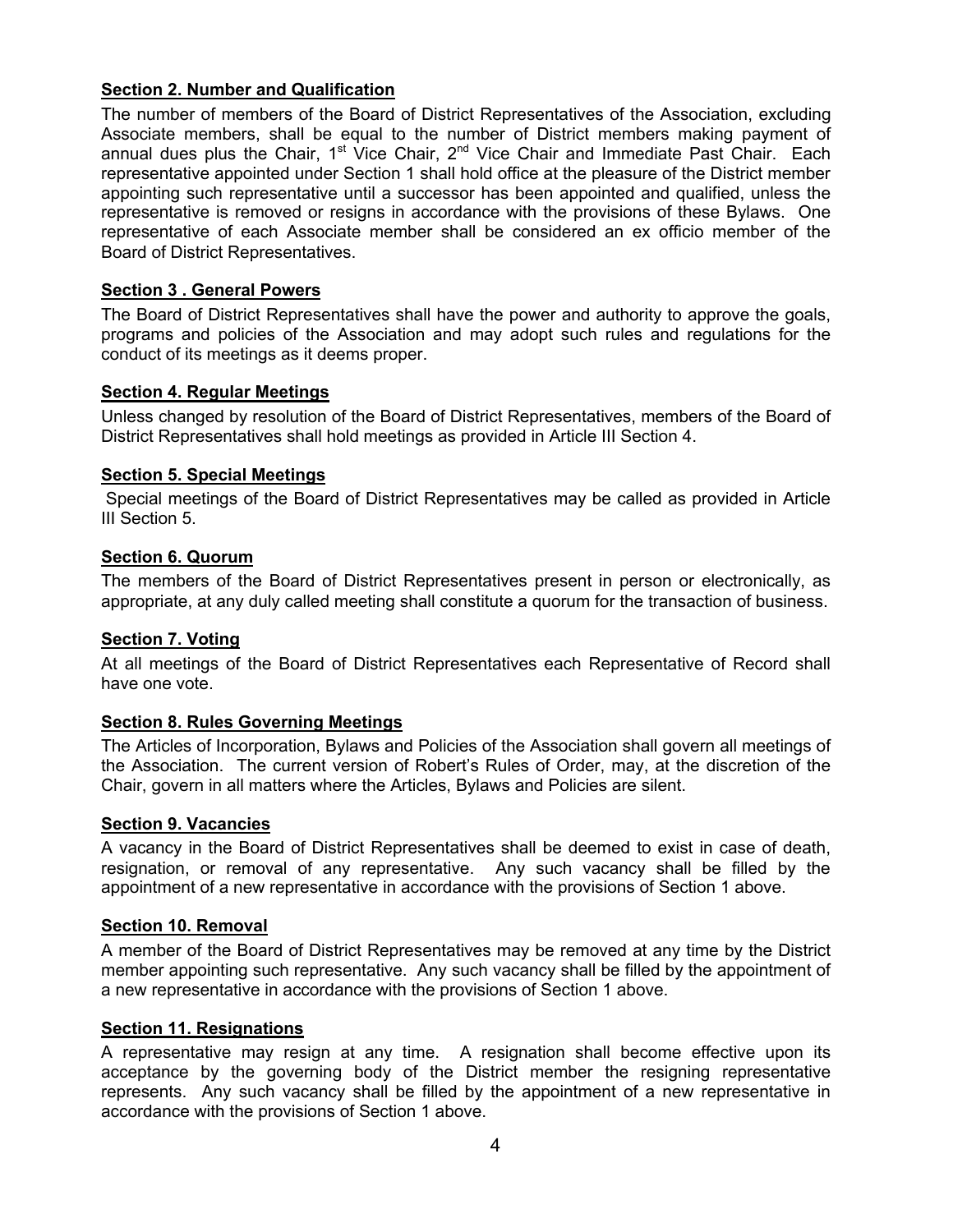**Section 2. Number and Qualification**

The number of members of the Board of District Representatives of the Association, excluding Associate members, shall be equal to the number of District members making payment of annual dues plus the Chair, 1st Vice Chair, 2nd Vice Chair and Immediate Past Chair. Each representative appointed under Section 1 shall hold office at the pleasure of the District member appointing such representative until a successor has been appointed and qualified, unless the representative is removed or resigns in accordance with the provisions of these Bylaws. One representative of each Associate member shall be considered an ex officio member of the Board of District Representatives.

**Section 3 . General Powers**

The Board of District Representatives shall have the power and authority to approve the goals, programs and policies of the Association and may adopt such rules and regulations for the conduct of its meetings as it deems proper.

**Section 4. Regular Meetings**

Unless changed by resolution of the Board of District Representatives, members of the Board of District Representatives shall hold meetings as provided in Article III Section 4.

**Section 5. Special Meetings**

Special meetings of the Board of District Representatives may be called as provided in Article III Section 5.

**Section 6. Quorum**

The members of the Board of District Representatives present in person or electronically, as appropriate, at any duly called meeting shall constitute a quorum for the transaction of business.

**Section 7. Voting**

At all meetings of the Board of District Representatives each Representative of Record shall have one vote.

**Section 8. Rules Governing Meetings**

The Articles of Incorporation, Bylaws and Policies of the Association shall govern all meetings of the Association. The current version of Robert's Rules of Order, may, at the discretion of the Chair, govern in all matters where the Articles, Bylaws and Policies are silent.

**Section 9. Vacancies**

A vacancy in the Board of District Representatives shall be deemed to exist in case of death, resignation, or removal of any representative. Any such vacancy shall be filled by the appointment of a new representative in accordance with the provisions of Section 1 above.

**Section 10. Removal**

A member of the Board of District Representatives may be removed at any time by the District member appointing such representative. Any such vacancy shall be filled by the appointment of a new representative in accordance with the provisions of Section 1 above.

**Section 11. Resignations**

A representative may resign at any time. A resignation shall become effective upon its acceptance by the governing body of the District member the resigning representative represents. Any such vacancy shall be filled by the appointment of a new representative in accordance with the provisions of Section 1 above.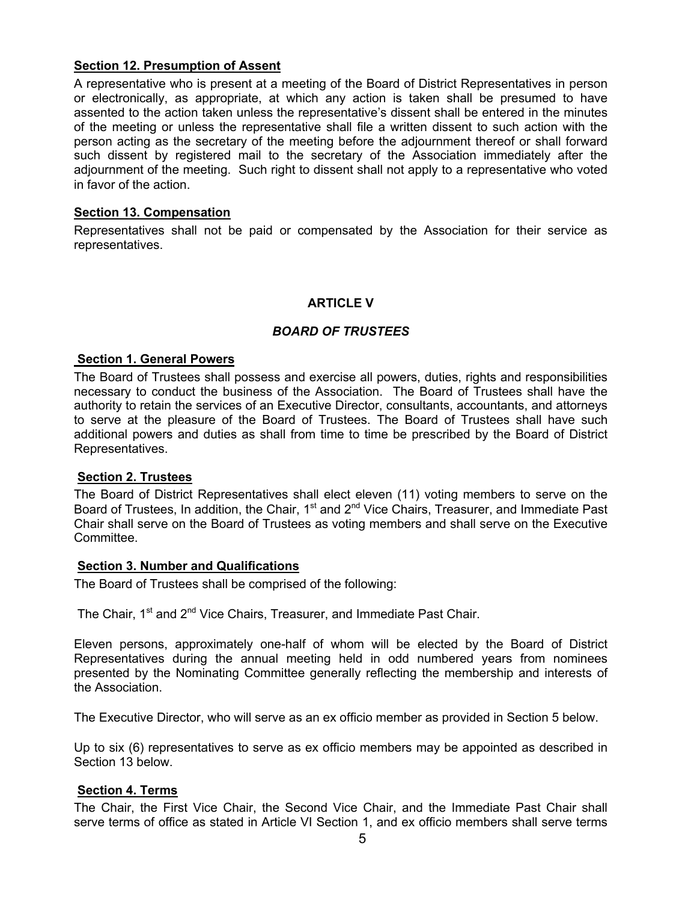### Section 12. Presumption of Assent

A representative who is present at a meeting of the Board of District Representatives in person or electronically, as appropriate, at which any action is taken shall be presumed to have assented to the action taken unless the representative's dissent shall be entered in the minutes of the meeting or unless the representative shall file a written dissent to such action with the person acting as the secretary of the meeting before the adjournment thereof or shall forward such dissent by registered mail to the secretary of the Association immediately after the adjournment of the meeting. Such right to dissent shall not apply to a representative who voted in favor of the action.

### Section 13. Compensation

Representatives shall not be paid or compensated by the Association for their service as representatives.

## ARTICLE V

## *BOARD OF TRUSTEES*

### Section 1. General Powers

The Board of Trustees shall possess and exercise all powers, duties, rights and responsibilities necessary to conduct the business of the Association. The Board of Trustees shall have the authority to retain the services of an Executive Director, consultants, accountants, and attorneys to serve at the pleasure of the Board of Trustees. The Board of Trustees shall have such additional powers and duties as shall from time to time be prescribed by the Board of District Representatives.

### Section 2. Trustees

The Board of District Representatives shall elect eleven (11) voting members to serve on the Board of Trustees, In addition, the Chair, 1st and 2nd Vice Chairs, Treasurer, and Immediate Past Chair shall serve on the Board of Trustees as voting members and shall serve on the Executive Committee.

### Section 3. Number and Qualifications

The Board of Trustees shall be comprised of the following:

The Chair, 1st and 2nd Vice Chairs, Treasurer, and Immediate Past Chair.

Eleven persons, approximately one-half of whom will be elected by the Board of District Representatives during the annual meeting held in odd numbered years from nominees presented by the Nominating Committee generally reflecting the membership and interests of the Association.

The Executive Director, who will serve as an ex officio member as provided in Section 5 below.

Up to six (6) representatives to serve as ex officio members may be appointed as described in Section 13 below.

### Section 4. Terms

The Chair, the First Vice Chair, the Second Vice Chair, and the Immediate Past Chair shall serve terms of office as stated in Article VI Section 1, and ex officio members shall serve terms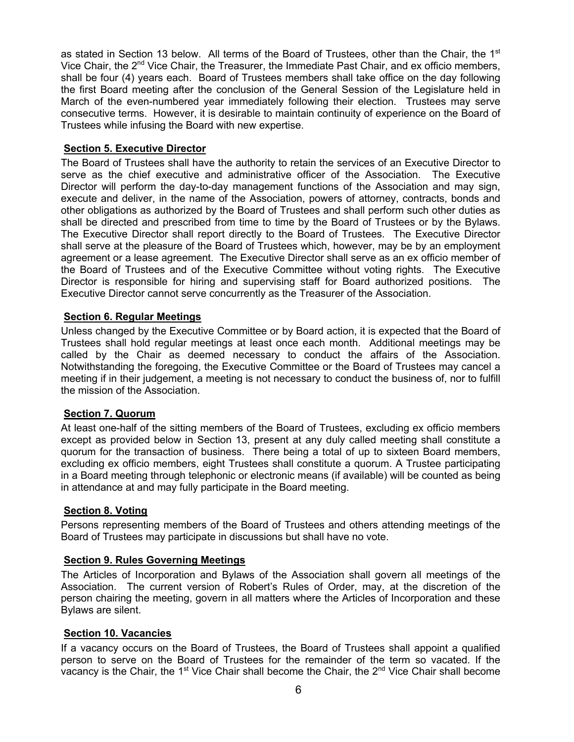as stated in Section 13 below. All terms of the Board of Trustees, other than the Chair, the 1st Vice Chair, the 2nd Vice Chair, the Treasurer, the Immediate Past Chair, and ex officio members, shall be four (4) years each. Board of Trustees members shall take office on the day following the first Board meeting after the conclusion of the General Session of the Legislature held in March of the even-numbered year immediately following their election. Trustees may serve consecutive terms. However, it is desirable to maintain continuity of experience on the Board of Trustees while infusing the Board with new expertise.

**Section 5. Executive Director**

The Board of Trustees shall have the authority to retain the services of an Executive Director to serve as the chief executive and administrative officer of the Association. The Executive Director will perform the day-to-day management functions of the Association and may sign, execute and deliver, in the name of the Association, powers of attorney, contracts, bonds and other obligations as authorized by the Board of Trustees and shall perform such other duties as shall be directed and prescribed from time to time by the Board of Trustees or by the Bylaws. The Executive Director shall report directly to the Board of Trustees. The Executive Director shall serve at the pleasure of the Board of Trustees which, however, may be by an employment agreement or a lease agreement. The Executive Director shall serve as an ex officio member of the Board of Trustees and of the Executive Committee without voting rights. The Executive Director is responsible for hiring and supervising staff for Board authorized positions. The Executive Director cannot serve concurrently as the Treasurer of the Association.

**Section 6. Regular Meetings**

Unless changed by the Executive Committee or by Board action, it is expected that the Board of Trustees shall hold regular meetings at least once each month. Additional meetings may be called by the Chair as deemed necessary to conduct the affairs of the Association. Notwithstanding the foregoing, the Executive Committee or the Board of Trustees may cancel a meeting if in their judgement, a meeting is not necessary to conduct the business of, nor to fulfill the mission of the Association.

**Section 7. Quorum**

At least one-half of the sitting members of the Board of Trustees, excluding ex officio members except as provided below in Section 13, present at any duly called meeting shall constitute a quorum for the transaction of business. There being a total of up to sixteen Board members, excluding ex officio members, eight Trustees shall constitute a quorum. A Trustee participating in a Board meeting through telephonic or electronic means (if available) will be counted as being in attendance at and may fully participate in the Board meeting.

**Section 8. Voting**

Persons representing members of the Board of Trustees and others attending meetings of the Board of Trustees may participate in discussions but shall have no vote.

**Section 9. Rules Governing Meetings**

The Articles of Incorporation and Bylaws of the Association shall govern all meetings of the Association. The current version of Robert's Rules of Order, may, at the discretion of the person chairing the meeting, govern in all matters where the Articles of Incorporation and these Bylaws are silent.

**Section 10. Vacancies**

If a vacancy occurs on the Board of Trustees, the Board of Trustees shall appoint a qualified person to serve on the Board of Trustees for the remainder of the term so vacated. If the vacancy is the Chair, the 1st Vice Chair shall become the Chair, the 2nd Vice Chair shall become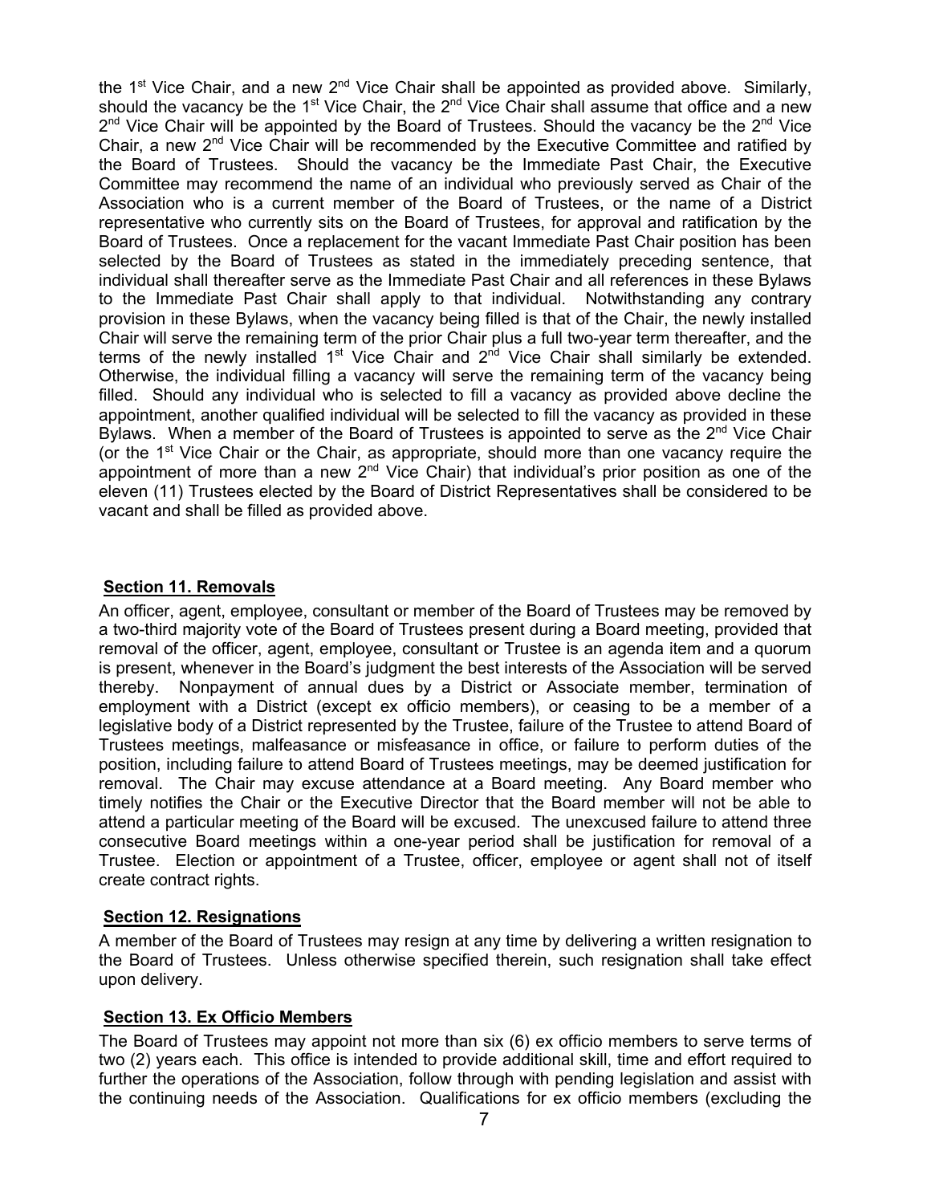the 1st Vice Chair, and a new 2nd Vice Chair shall be appointed as provided above. Similarly, should the vacancy be the 1st Vice Chair, the 2nd Vice Chair shall assume that office and a new 2nd Vice Chair will be appointed by the Board of Trustees. Should the vacancy be the 2nd Vice Chair, a new 2nd Vice Chair will be recommended by the Executive Committee and ratified by the Board of Trustees. Should the vacancy be the Immediate Past Chair, the Executive Committee may recommend the name of an individual who previously served as Chair of the Association who is a current member of the Board of Trustees, or the name of a District representative who currently sits on the Board of Trustees, for approval and ratification by the Board of Trustees. Once a replacement for the vacant Immediate Past Chair position has been selected by the Board of Trustees as stated in the immediately preceding sentence, that individual shall thereafter serve as the Immediate Past Chair and all references in these Bylaws to the Immediate Past Chair shall apply to that individual. Notwithstanding any contrary provision in these Bylaws, when the vacancy being filled is that of the Chair, the newly installed Chair will serve the remaining term of the prior Chair plus a full two-year term thereafter, and the terms of the newly installed 1st Vice Chair and 2nd Vice Chair shall similarly be extended. Otherwise, the individual filling a vacancy will serve the remaining term of the vacancy being filled. Should any individual who is selected to fill a vacancy as provided above decline the appointment, another qualified individual will be selected to fill the vacancy as provided in these Bylaws. When a member of the Board of Trustees is appointed to serve as the 2nd Vice Chair (or the 1st Vice Chair or the Chair, as appropriate, should more than one vacancy require the appointment of more than a new 2nd Vice Chair) that individual's prior position as one of the eleven (11) Trustees elected by the Board of District Representatives shall be considered to be vacant and shall be filled as provided above.

## Section 11. Removals

An officer, agent, employee, consultant or member of the Board of Trustees may be removed by a two-third majority vote of the Board of Trustees present during a Board meeting, provided that removal of the officer, agent, employee, consultant or Trustee is an agenda item and a quorum is present, whenever in the Board's judgment the best interests of the Association will be served thereby. Nonpayment of annual dues by a District or Associate member, termination of employment with a District (except ex officio members), or ceasing to be a member of a legislative body of a District represented by the Trustee, failure of the Trustee to attend Board of Trustees meetings, malfeasance or misfeasance in office, or failure to perform duties of the position, including failure to attend Board of Trustees meetings, may be deemed justification for removal. The Chair may excuse attendance at a Board meeting. Any Board member who timely notifies the Chair or the Executive Director that the Board member will not be able to attend a particular meeting of the Board will be excused. The unexcused failure to attend three consecutive Board meetings within a one-year period shall be justification for removal of a Trustee. Election or appointment of a Trustee, officer, employee or agent shall not of itself create contract rights.

## Section 12. Resignations

A member of the Board of Trustees may resign at any time by delivering a written resignation to the Board of Trustees. Unless otherwise specified therein, such resignation shall take effect upon delivery.

## Section 13. Ex Officio Members

The Board of Trustees may appoint not more than six (6) ex officio members to serve terms of two (2) years each. This office is intended to provide additional skill, time and effort required to further the operations of the Association, follow through with pending legislation and assist with the continuing needs of the Association. Qualifications for ex officio members (excluding the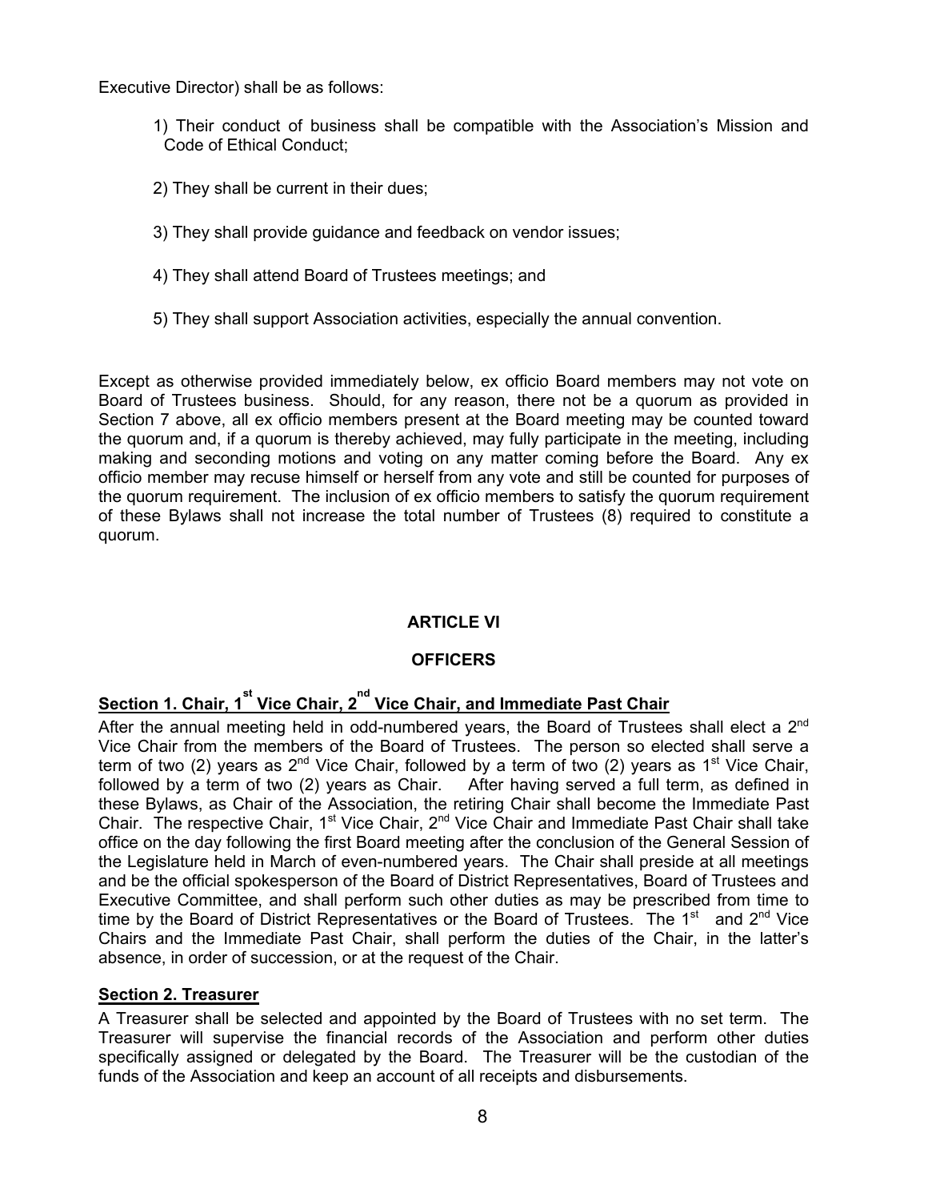Executive Director) shall be as follows:

1) Their conduct of business shall be compatible with the Association's Mission and Code of Ethical Conduct;

2) They shall be current in their dues;

3) They shall provide guidance and feedback on vendor issues;

4) They shall attend Board of Trustees meetings; and

5) They shall support Association activities, especially the annual convention.

Except as otherwise provided immediately below, ex officio Board members may not vote on Board of Trustees business. Should, for any reason, there not be a quorum as provided in Section 7 above, all ex officio members present at the Board meeting may be counted toward the quorum and, if a quorum is thereby achieved, may fully participate in the meeting, including making and seconding motions and voting on any matter coming before the Board. Any ex officio member may recuse himself or herself from any vote and still be counted for purposes of the quorum requirement. The inclusion of ex officio members to satisfy the quorum requirement of these Bylaws shall not increase the total number of Trustees (8) required to constitute a quorum.

## ARTICLE VI

## OFFICERS

### Section 1. Chair, 1st Vice Chair, 2nd Vice Chair, and Immediate Past Chair

After the annual meeting held in odd-numbered years, the Board of Trustees shall elect a 2nd Vice Chair from the members of the Board of Trustees. The person so elected shall serve a term of two (2) years as 2nd Vice Chair, followed by a term of two (2) years as 1st Vice Chair, followed by a term of two (2) years as Chair. After having served a full term, as defined in these Bylaws, as Chair of the Association, the retiring Chair shall become the Immediate Past Chair. The respective Chair, 1st Vice Chair, 2nd Vice Chair and Immediate Past Chair shall take office on the day following the first Board meeting after the conclusion of the General Session of the Legislature held in March of even-numbered years. The Chair shall preside at all meetings and be the official spokesperson of the Board of District Representatives, Board of Trustees and Executive Committee, and shall perform such other duties as may be prescribed from time to time by the Board of District Representatives or the Board of Trustees. The 1st and 2nd Vice Chairs and the Immediate Past Chair, shall perform the duties of the Chair, in the latter's absence, in order of succession, or at the request of the Chair.

### Section 2. Treasurer

A Treasurer shall be selected and appointed by the Board of Trustees with no set term. The Treasurer will supervise the financial records of the Association and perform other duties specifically assigned or delegated by the Board. The Treasurer will be the custodian of the funds of the Association and keep an account of all receipts and disbursements.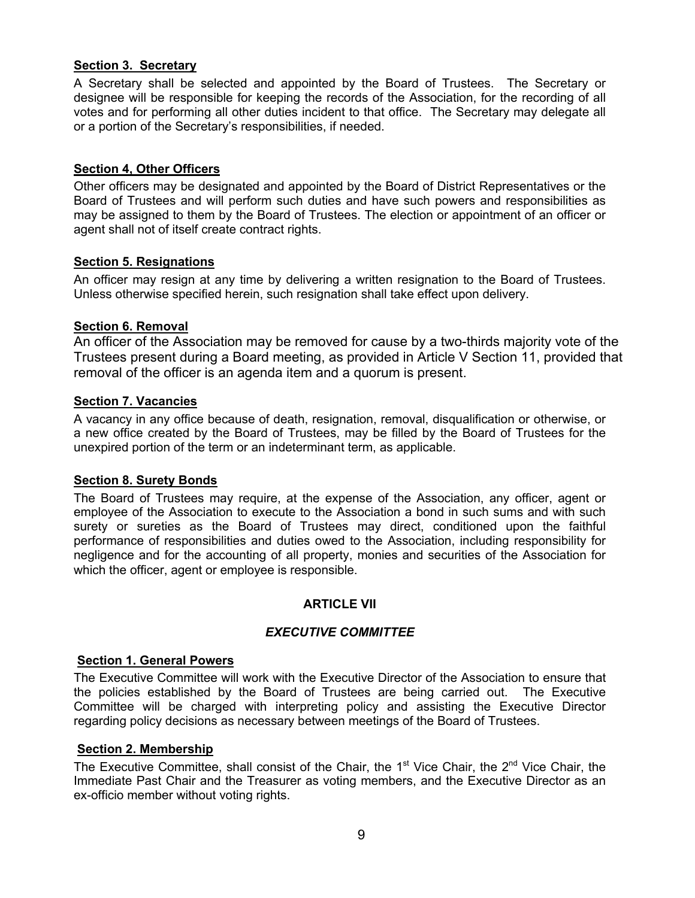**Section 3. Secretary**

A Secretary shall be selected and appointed by the Board of Trustees. The Secretary or designee will be responsible for keeping the records of the Association, for the recording of all votes and for performing all other duties incident to that office. The Secretary may delegate all or a portion of the Secretary's responsibilities, if needed.

**Section 4, Other Officers**

Other officers may be designated and appointed by the Board of District Representatives or the Board of Trustees and will perform such duties and have such powers and responsibilities as may be assigned to them by the Board of Trustees. The election or appointment of an officer or agent shall not of itself create contract rights.

**Section 5. Resignations**

An officer may resign at any time by delivering a written resignation to the Board of Trustees. Unless otherwise specified herein, such resignation shall take effect upon delivery.

**Section 6. Removal**

An officer of the Association may be removed for cause by a two-thirds majority vote of the Trustees present during a Board meeting, as provided in Article V Section 11, provided that removal of the officer is an agenda item and a quorum is present.

**Section 7. Vacancies**

A vacancy in any office because of death, resignation, removal, disqualification or otherwise, or a new office created by the Board of Trustees, may be filled by the Board of Trustees for the unexpired portion of the term or an indeterminant term, as applicable.

**Section 8. Surety Bonds**

The Board of Trustees may require, at the expense of the Association, any officer, agent or employee of the Association to execute to the Association a bond in such sums and with such surety or sureties as the Board of Trustees may direct, conditioned upon the faithful performance of responsibilities and duties owed to the Association, including responsibility for negligence and for the accounting of all property, monies and securities of the Association for which the officer, agent or employee is responsible.

## ARTICLE VII

### *EXECUTIVE COMMITTEE*

**Section 1. General Powers**

The Executive Committee will work with the Executive Director of the Association to ensure that the policies established by the Board of Trustees are being carried out. The Executive Committee will be charged with interpreting policy and assisting the Executive Director regarding policy decisions as necessary between meetings of the Board of Trustees.

**Section 2. Membership**

The Executive Committee, shall consist of the Chair, the 1st Vice Chair, the 2nd Vice Chair, the Immediate Past Chair and the Treasurer as voting members, and the Executive Director as an ex-officio member without voting rights.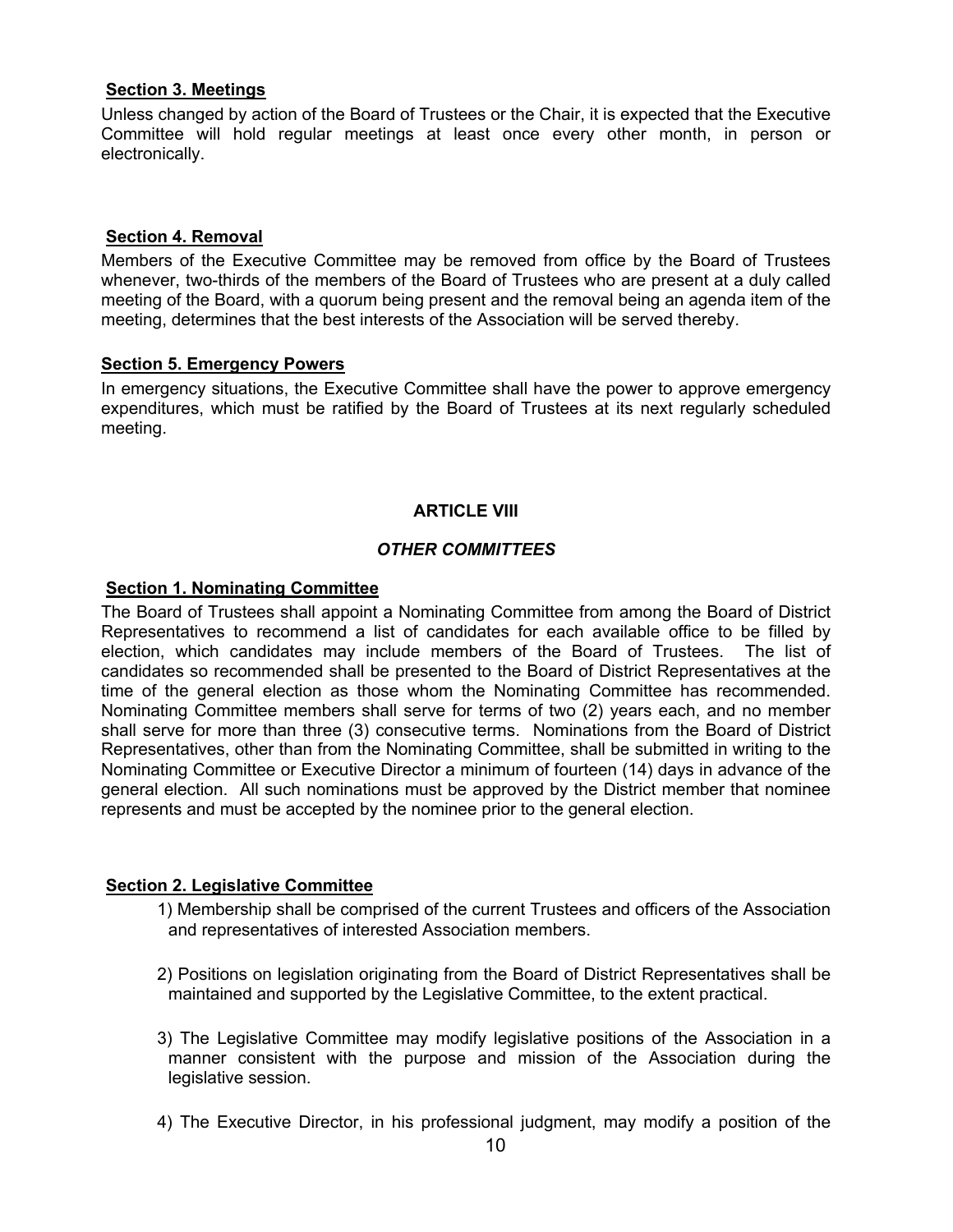**Section 3. Meetings**

Unless changed by action of the Board of Trustees or the Chair, it is expected that the Executive Committee will hold regular meetings at least once every other month, in person or electronically.

**Section 4. Removal**

Members of the Executive Committee may be removed from office by the Board of Trustees whenever, two-thirds of the members of the Board of Trustees who are present at a duly called meeting of the Board, with a quorum being present and the removal being an agenda item of the meeting, determines that the best interests of the Association will be served thereby.

**Section 5. Emergency Powers**

In emergency situations, the Executive Committee shall have the power to approve emergency expenditures, which must be ratified by the Board of Trustees at its next regularly scheduled meeting.

## ARTICLE VIII

### *OTHER COMMITTEES*

**Section 1. Nominating Committee**

The Board of Trustees shall appoint a Nominating Committee from among the Board of District Representatives to recommend a list of candidates for each available office to be filled by election, which candidates may include members of the Board of Trustees. The list of candidates so recommended shall be presented to the Board of District Representatives at the time of the general election as those whom the Nominating Committee has recommended. Nominating Committee members shall serve for terms of two (2) years each, and no member shall serve for more than three (3) consecutive terms. Nominations from the Board of District Representatives, other than from the Nominating Committee, shall be submitted in writing to the Nominating Committee or Executive Director a minimum of fourteen (14) days in advance of the general election. All such nominations must be approved by the District member that nominee represents and must be accepted by the nominee prior to the general election.

**Section 2. Legislative Committee**

1) Membership shall be comprised of the current Trustees and officers of the Association and representatives of interested Association members.

2) Positions on legislation originating from the Board of District Representatives shall be maintained and supported by the Legislative Committee, to the extent practical.

3) The Legislative Committee may modify legislative positions of the Association in a manner consistent with the purpose and mission of the Association during the legislative session.

4) The Executive Director, in his professional judgment, may modify a position of the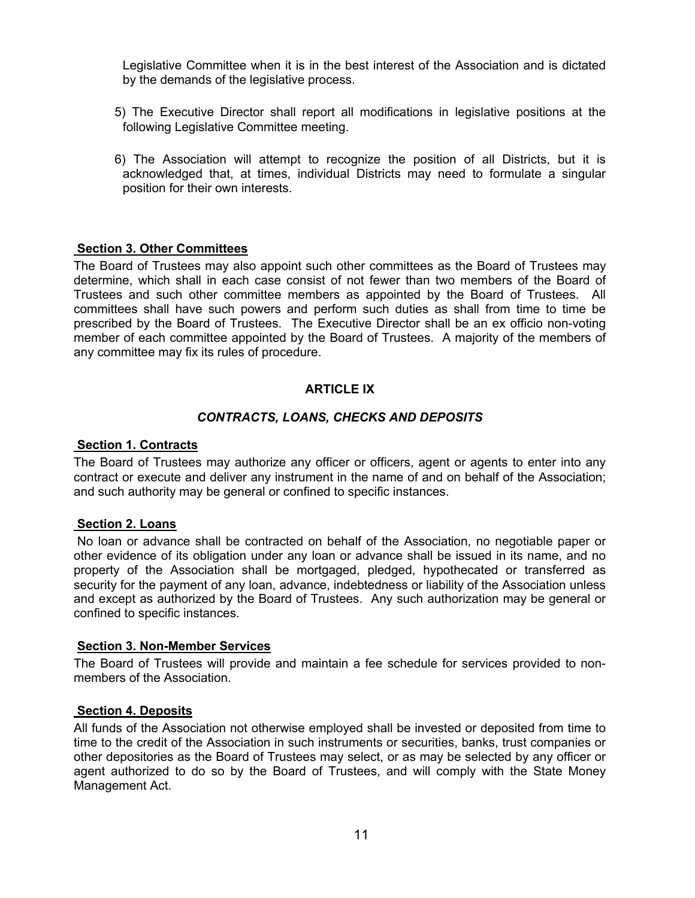Legislative Committee when it is in the best interest of the Association and is dictated by the demands of the legislative process.

5) The Executive Director shall report all modifications in legislative positions at the following Legislative Committee meeting.

6) The Association will attempt to recognize the position of all Districts, but it is acknowledged that, at times, individual Districts may need to formulate a singular position for their own interests.

**Section 3. Other Committees**

The Board of Trustees may also appoint such other committees as the Board of Trustees may determine, which shall in each case consist of not fewer than two members of the Board of Trustees and such other committee members as appointed by the Board of Trustees. All committees shall have such powers and perform such duties as shall from time to time be prescribed by the Board of Trustees. The Executive Director shall be an ex officio non-voting member of each committee appointed by the Board of Trustees. A majority of the members of any committee may fix its rules of procedure.

## ARTICLE IX

### *CONTRACTS, LOANS, CHECKS AND DEPOSITS*

**Section 1. Contracts**

The Board of Trustees may authorize any officer or officers, agent or agents to enter into any contract or execute and deliver any instrument in the name of and on behalf of the Association; and such authority may be general or confined to specific instances.

**Section 2. Loans**

No loan or advance shall be contracted on behalf of the Association, no negotiable paper or other evidence of its obligation under any loan or advance shall be issued in its name, and no property of the Association shall be mortgaged, pledged, hypothecated or transferred as security for the payment of any loan, advance, indebtedness or liability of the Association unless and except as authorized by the Board of Trustees. Any such authorization may be general or confined to specific instances.

**Section 3. Non-Member Services**

The Board of Trustees will provide and maintain a fee schedule for services provided to non-members of the Association.

**Section 4. Deposits**

All funds of the Association not otherwise employed shall be invested or deposited from time to time to the credit of the Association in such instruments or securities, banks, trust companies or other depositories as the Board of Trustees may select, or as may be selected by any officer or agent authorized to do so by the Board of Trustees, and will comply with the State Money Management Act.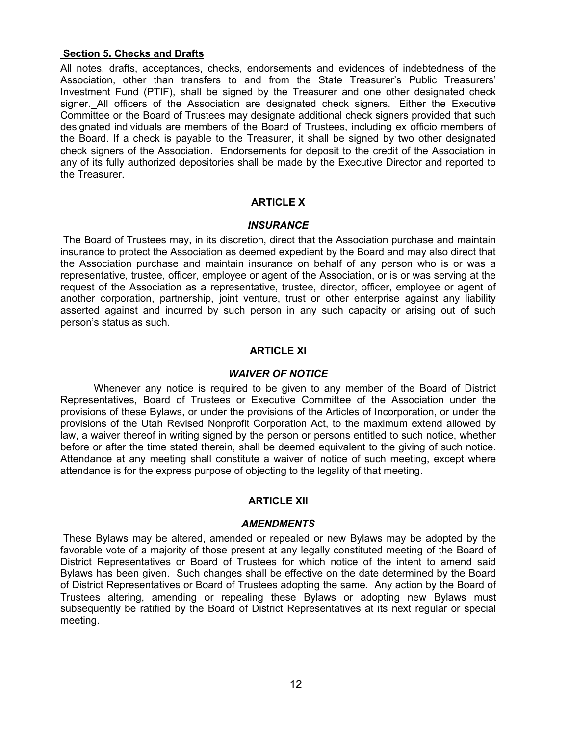**Section 5. Checks and Drafts**

All notes, drafts, acceptances, checks, endorsements and evidences of indebtedness of the Association, other than transfers to and from the State Treasurer's Public Treasurers' Investment Fund (PTIF), shall be signed by the Treasurer and one other designated check signer. All officers of the Association are designated check signers. Either the Executive Committee or the Board of Trustees may designate additional check signers provided that such designated individuals are members of the Board of Trustees, including ex officio members of the Board. If a check is payable to the Treasurer, it shall be signed by two other designated check signers of the Association. Endorsements for deposit to the credit of the Association in any of its fully authorized depositories shall be made by the Executive Director and reported to the Treasurer.

## ARTICLE X

### *INSURANCE*

The Board of Trustees may, in its discretion, direct that the Association purchase and maintain insurance to protect the Association as deemed expedient by the Board and may also direct that the Association purchase and maintain insurance on behalf of any person who is or was a representative, trustee, officer, employee or agent of the Association, or is or was serving at the request of the Association as a representative, trustee, director, officer, employee or agent of another corporation, partnership, joint venture, trust or other enterprise against any liability asserted against and incurred by such person in any such capacity or arising out of such person's status as such.

## ARTICLE XI

### *WAIVER OF NOTICE*

Whenever any notice is required to be given to any member of the Board of District Representatives, Board of Trustees or Executive Committee of the Association under the provisions of these Bylaws, or under the provisions of the Articles of Incorporation, or under the provisions of the Utah Revised Nonprofit Corporation Act, to the maximum extend allowed by law, a waiver thereof in writing signed by the person or persons entitled to such notice, whether before or after the time stated therein, shall be deemed equivalent to the giving of such notice. Attendance at any meeting shall constitute a waiver of notice of such meeting, except where attendance is for the express purpose of objecting to the legality of that meeting.

## ARTICLE XII

### *AMENDMENTS*

These Bylaws may be altered, amended or repealed or new Bylaws may be adopted by the favorable vote of a majority of those present at any legally constituted meeting of the Board of District Representatives or Board of Trustees for which notice of the intent to amend said Bylaws has been given. Such changes shall be effective on the date determined by the Board of District Representatives or Board of Trustees adopting the same. Any action by the Board of Trustees altering, amending or repealing these Bylaws or adopting new Bylaws must subsequently be ratified by the Board of District Representatives at its next regular or special meeting.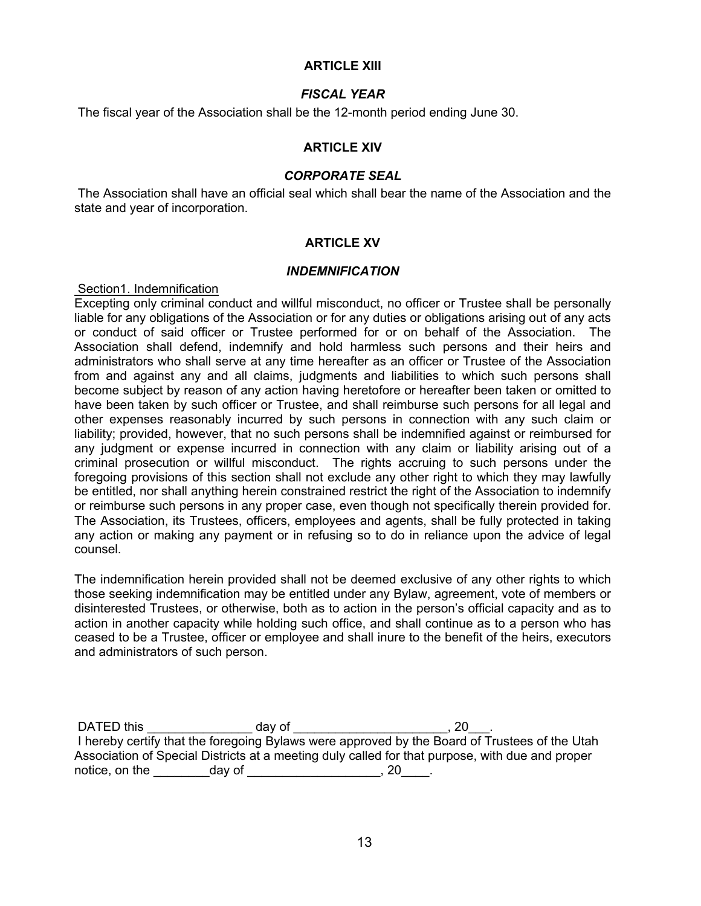## ARTICLE XIII

### *FISCAL YEAR*

The fiscal year of the Association shall be the 12-month period ending June 30.

## ARTICLE XIV

### *CORPORATE SEAL*

The Association shall have an official seal which shall bear the name of the Association and the state and year of incorporation.

## ARTICLE XV

### *INDEMNIFICATION*

Section1. Indemnification

Excepting only criminal conduct and willful misconduct, no officer or Trustee shall be personally liable for any obligations of the Association or for any duties or obligations arising out of any acts or conduct of said officer or Trustee performed for or on behalf of the Association. The Association shall defend, indemnify and hold harmless such persons and their heirs and administrators who shall serve at any time hereafter as an officer or Trustee of the Association from and against any and all claims, judgments and liabilities to which such persons shall become subject by reason of any action having heretofore or hereafter been taken or omitted to have been taken by such officer or Trustee, and shall reimburse such persons for all legal and other expenses reasonably incurred by such persons in connection with any such claim or liability; provided, however, that no such persons shall be indemnified against or reimbursed for any judgment or expense incurred in connection with any claim or liability arising out of a criminal prosecution or willful misconduct. The rights accruing to such persons under the foregoing provisions of this section shall not exclude any other right to which they may lawfully be entitled, nor shall anything herein constrained restrict the right of the Association to indemnify or reimburse such persons in any proper case, even though not specifically therein provided for. The Association, its Trustees, officers, employees and agents, shall be fully protected in taking any action or making any payment or in refusing so to do in reliance upon the advice of legal counsel.

The indemnification herein provided shall not be deemed exclusive of any other rights to which those seeking indemnification may be entitled under any Bylaw, agreement, vote of members or disinterested Trustees, or otherwise, both as to action in the person's official capacity and as to action in another capacity while holding such office, and shall continue as to a person who has ceased to be a Trustee, officer or employee and shall inure to the benefit of the heirs, executors and administrators of such person.

DATED this _______________ day of _____________________, 20___.

I hereby certify that the foregoing Bylaws were approved by the Board of Trustees of the Utah Association of Special Districts at a meeting duly called for that purpose, with due and proper notice, on the ________day of ___________________, 20____.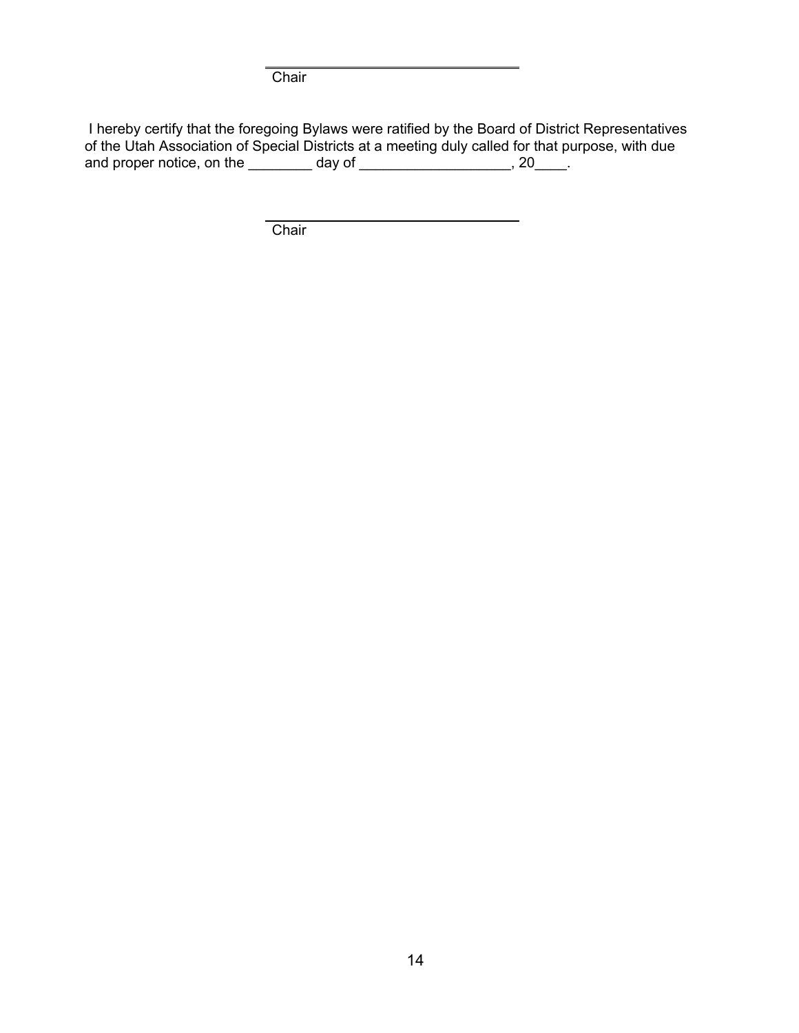\_\_\_\_\_\_\_\_\_\_\_\_\_\_\_\_\_\_\_\_\_\_\_\_\_\_\_\_\_\_\_\_
Chair

I hereby certify that the foregoing Bylaws were ratified by the Board of District Representatives of the Utah Association of Special Districts at a meeting duly called for that purpose, with due and proper notice, on the ________ day of ___________________, 20____.

\_\_\_\_\_\_\_\_\_\_\_\_\_\_\_\_\_\_\_\_\_\_\_\_\_\_\_\_\_\_\_\_
Chair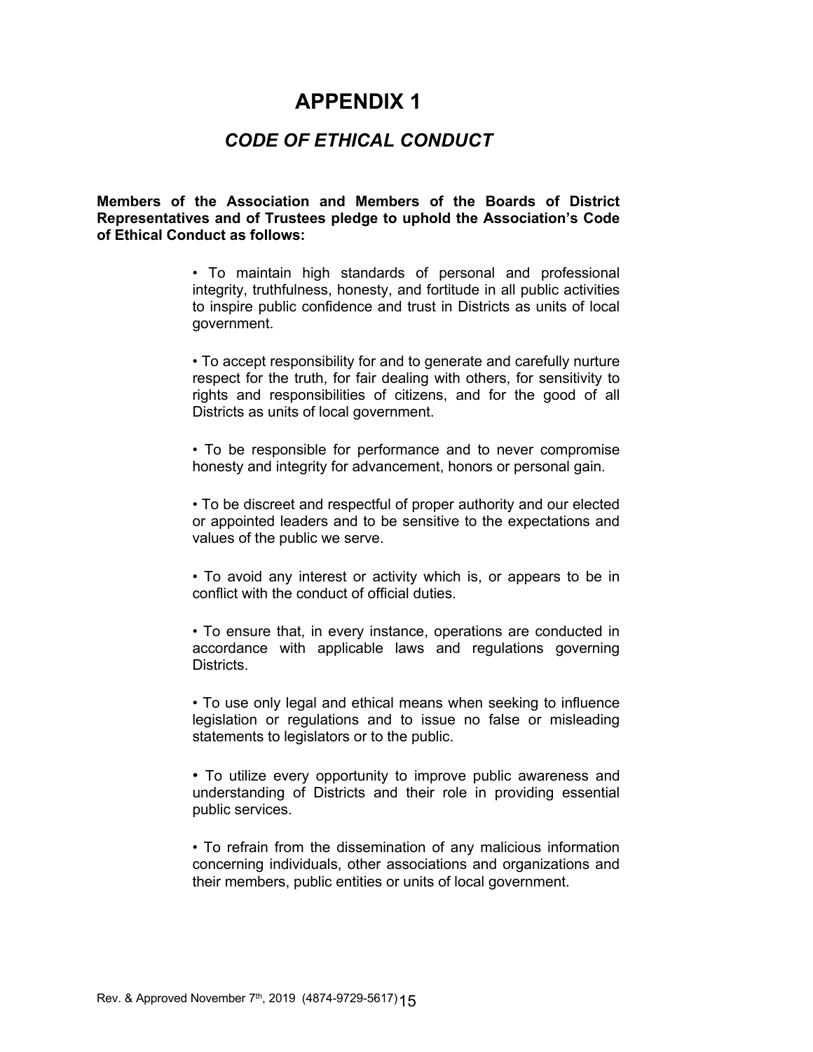# APPENDIX 1

## *CODE OF ETHICAL CONDUCT*

**Members of the Association and Members of the Boards of District Representatives and of Trustees pledge to uphold the Association's Code of Ethical Conduct as follows:**

- To maintain high standards of personal and professional integrity, truthfulness, honesty, and fortitude in all public activities to inspire public confidence and trust in Districts as units of local government.

- To accept responsibility for and to generate and carefully nurture respect for the truth, for fair dealing with others, for sensitivity to rights and responsibilities of citizens, and for the good of all Districts as units of local government.

- To be responsible for performance and to never compromise honesty and integrity for advancement, honors or personal gain.

- To be discreet and respectful of proper authority and our elected or appointed leaders and to be sensitive to the expectations and values of the public we serve.

- To avoid any interest or activity which is, or appears to be in conflict with the conduct of official duties.

- To ensure that, in every instance, operations are conducted in accordance with applicable laws and regulations governing Districts.

- To use only legal and ethical means when seeking to influence legislation or regulations and to issue no false or misleading statements to legislators or to the public.

- To utilize every opportunity to improve public awareness and understanding of Districts and their role in providing essential public services.

- To refrain from the dissemination of any malicious information concerning individuals, other associations and organizations and their members, public entities or units of local government.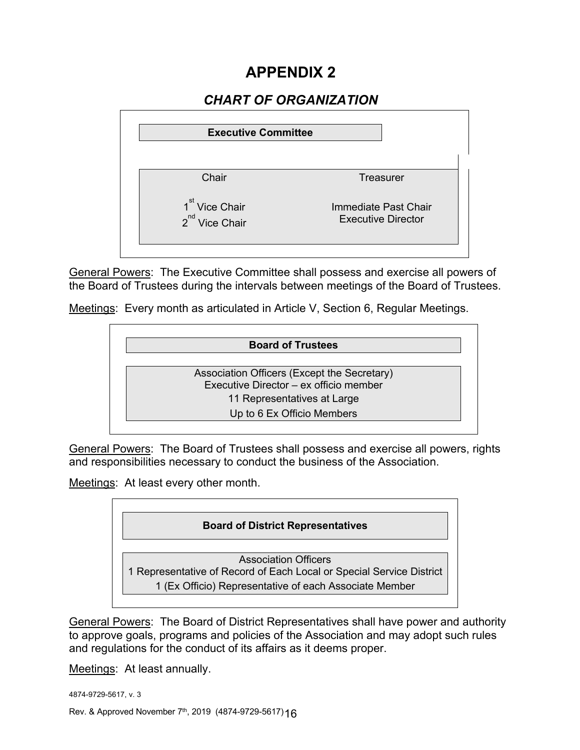# APPENDIX 2

## *CHART OF ORGANIZATION*

**Executive Committee**

Chair

1st Vice Chair

2nd Vice Chair

Treasurer

Immediate Past Chair

Executive Director

General Powers: The Executive Committee shall possess and exercise all powers of the Board of Trustees during the intervals between meetings of the Board of Trustees.

Meetings: Every month as articulated in Article V, Section 6, Regular Meetings.

**Board of Trustees**

Association Officers (Except the Secretary)

Executive Director – ex officio member

11 Representatives at Large

Up to 6 Ex Officio Members

General Powers: The Board of Trustees shall possess and exercise all powers, rights and responsibilities necessary to conduct the business of the Association.

Meetings: At least every other month.

**Board of District Representatives**

Association Officers

1 Representative of Record of Each Local or Special Service District

1 (Ex Officio) Representative of each Associate Member

General Powers: The Board of District Representatives shall have power and authority to approve goals, programs and policies of the Association and may adopt such rules and regulations for the conduct of its affairs as it deems proper.

Meetings: At least annually.

4874-9729-5617, v. 3

Rev. & Approved November 7th, 2019 (4874-9729-5617)